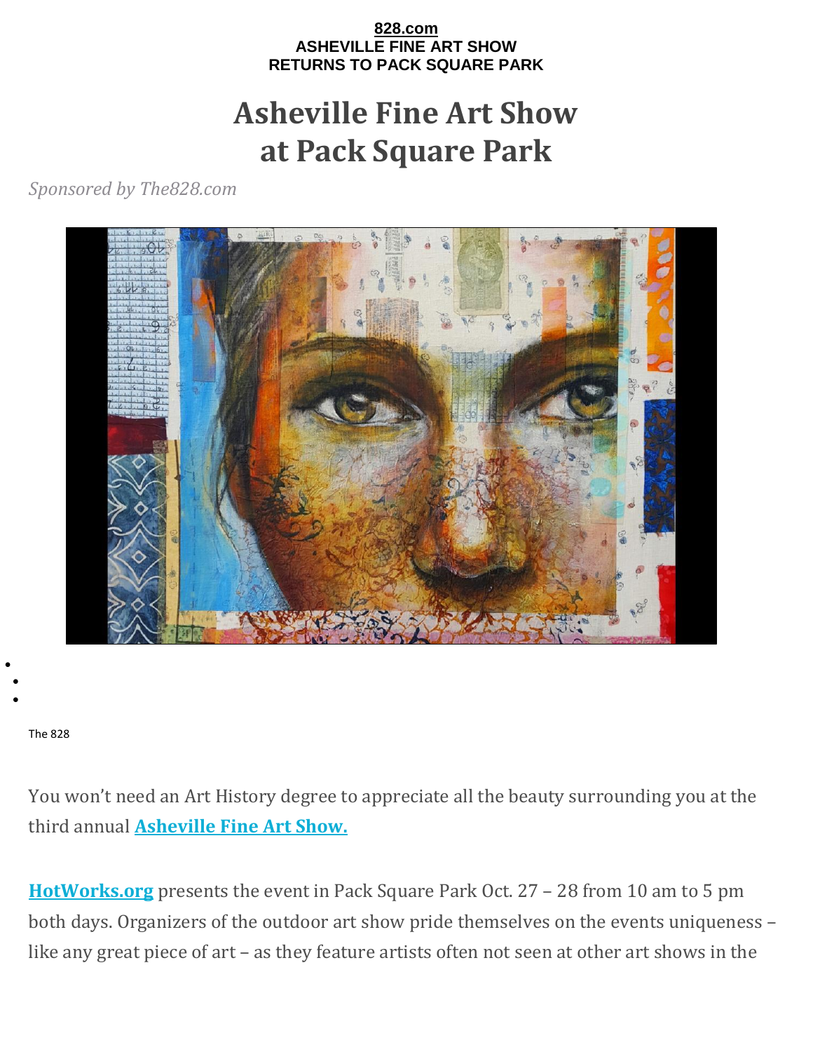**828.com**
**ASHEVILLE FINE ART SHOW**
**RETURNS TO PACK SQUARE PARK**

# Asheville Fine Art Show at Pack Square Park

*Sponsored by The828.com*

The 828

You won't need an Art History degree to appreciate all the beauty surrounding you at the third annual **Asheville Fine Art Show.**

**HotWorks.org** presents the event in Pack Square Park Oct. 27 – 28 from 10 am to 5 pm both days. Organizers of the outdoor art show pride themselves on the events uniqueness – like any great piece of art – as they feature artists often not seen at other art shows in the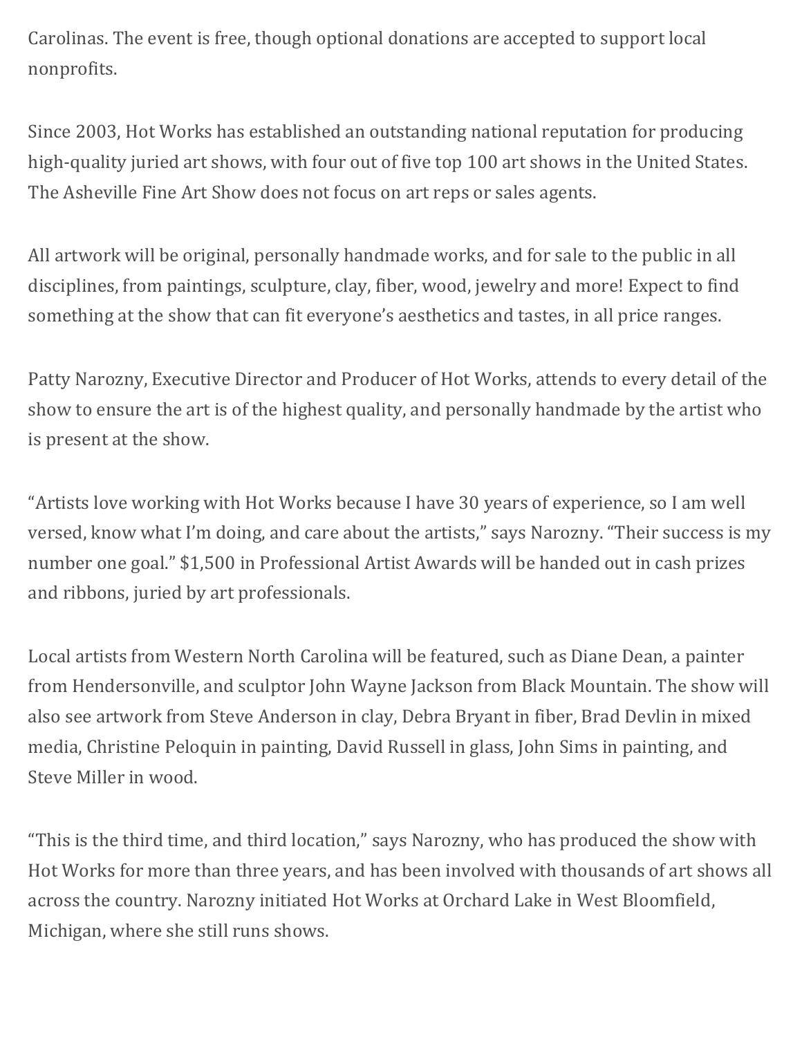Carolinas. The event is free, though optional donations are accepted to support local nonprofits.

Since 2003, Hot Works has established an outstanding national reputation for producing high-quality juried art shows, with four out of five top 100 art shows in the United States. The Asheville Fine Art Show does not focus on art reps or sales agents.

All artwork will be original, personally handmade works, and for sale to the public in all disciplines, from paintings, sculpture, clay, fiber, wood, jewelry and more! Expect to find something at the show that can fit everyone's aesthetics and tastes, in all price ranges.

Patty Narozny, Executive Director and Producer of Hot Works, attends to every detail of the show to ensure the art is of the highest quality, and personally handmade by the artist who is present at the show.

"Artists love working with Hot Works because I have 30 years of experience, so I am well versed, know what I'm doing, and care about the artists," says Narozny. "Their success is my number one goal." $1,500 in Professional Artist Awards will be handed out in cash prizes and ribbons, juried by art professionals.

Local artists from Western North Carolina will be featured, such as Diane Dean, a painter from Hendersonville, and sculptor John Wayne Jackson from Black Mountain. The show will also see artwork from Steve Anderson in clay, Debra Bryant in fiber, Brad Devlin in mixed media, Christine Peloquin in painting, David Russell in glass, John Sims in painting, and Steve Miller in wood.

"This is the third time, and third location," says Narozny, who has produced the show with Hot Works for more than three years, and has been involved with thousands of art shows all across the country. Narozny initiated Hot Works at Orchard Lake in West Bloomfield, Michigan, where she still runs shows.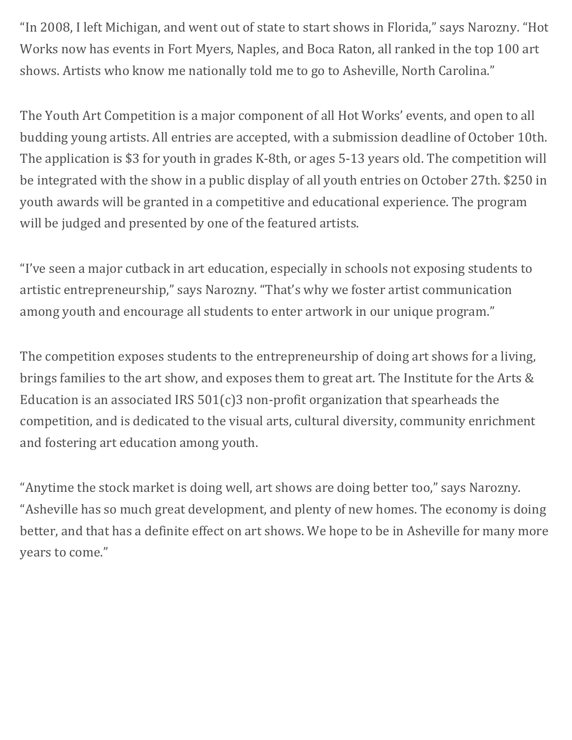"In 2008, I left Michigan, and went out of state to start shows in Florida," says Narozny. "Hot Works now has events in Fort Myers, Naples, and Boca Raton, all ranked in the top 100 art shows. Artists who know me nationally told me to go to Asheville, North Carolina."

The Youth Art Competition is a major component of all Hot Works' events, and open to all budding young artists. All entries are accepted, with a submission deadline of October 10th. The application is $3 for youth in grades K-8th, or ages 5-13 years old. The competition will be integrated with the show in a public display of all youth entries on October 27th. $250 in youth awards will be granted in a competitive and educational experience. The program will be judged and presented by one of the featured artists.

"I've seen a major cutback in art education, especially in schools not exposing students to artistic entrepreneurship," says Narozny. "That's why we foster artist communication among youth and encourage all students to enter artwork in our unique program."

The competition exposes students to the entrepreneurship of doing art shows for a living, brings families to the art show, and exposes them to great art. The Institute for the Arts & Education is an associated IRS 501(c)3 non-profit organization that spearheads the competition, and is dedicated to the visual arts, cultural diversity, community enrichment and fostering art education among youth.

"Anytime the stock market is doing well, art shows are doing better too," says Narozny. "Asheville has so much great development, and plenty of new homes. The economy is doing better, and that has a definite effect on art shows. We hope to be in Asheville for many more years to come."